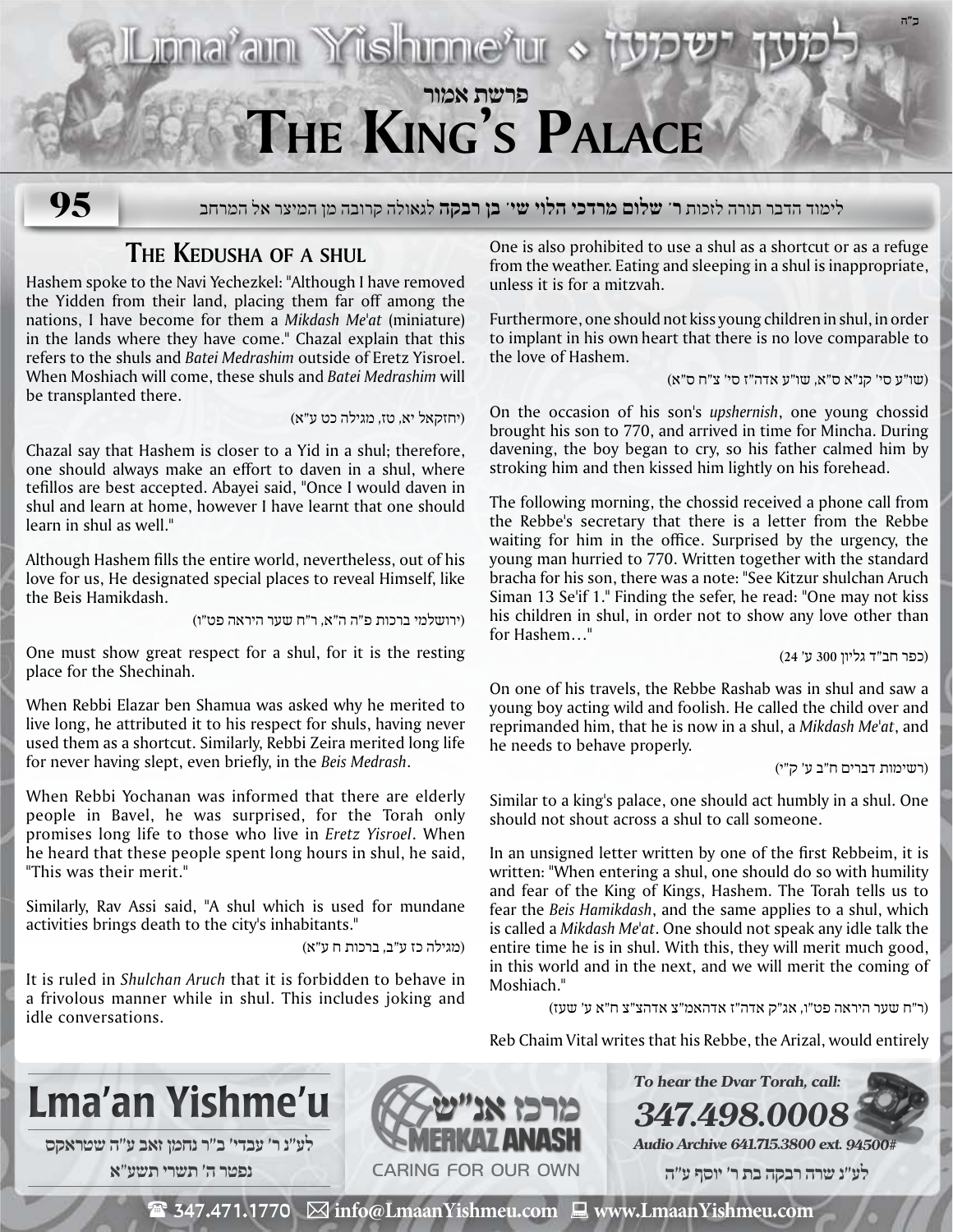פרשת אמור

# The King's Palace

**95**

לימוד הדבר תורה לזכות **ר' שלום מרדכי הלוי שי' בן רבקה** לגאולה קרובה מן המיצר אל המרחב

## The Kedusha of a shul

Hashem spoke to the Navi Yechezkel: "Although I have removed the Yidden from their land, placing them far off among the nations, I have become for them a *Mikdash Me'at* (miniature) in the lands where they have come." Chazal explain that this refers to the shuls and *Batei Medrashim* outside of Eretz Yisroel. When Moshiach will come, these shuls and *Batei Medrashim* will be transplanted there.

(יחזקאל יא, טז, מגילה כט ע"א)

Chazal say that Hashem is closer to a Yid in a shul; therefore, one should always make an effort to daven in a shul, where tefillos are best accepted. Abayei said, "Once I would daven in shul and learn at home, however I have learnt that one should learn in shul as well."

Although Hashem fills the entire world, nevertheless, out of his love for us, He designated special places to reveal Himself, like the Beis Hamikdash.

(ירושלמי ברכות פ"ה ה"א, ר"ח שער היראה פט"ו)

One must show great respect for a shul, for it is the resting place for the Shechinah.

When Rebbi Elazar ben Shamua was asked why he merited to live long, he attributed it to his respect for shuls, having never used them as a shortcut. Similarly, Rebbi Zeira merited long life for never having slept, even briefly, in the *Beis Medrash*.

When Rebbi Yochanan was informed that there are elderly people in Bavel, he was surprised, for the Torah only promises long life to those who live in *Eretz Yisroel*. When he heard that these people spent long hours in shul, he said, "This was their merit."

Similarly, Rav Assi said, "A shul which is used for mundane activities brings death to the city's inhabitants."

(מגילה כז ע"ב, ברכות ח ע"א)

It is ruled in *Shulchan Aruch* that it is forbidden to behave in a frivolous manner while in shul. This includes joking and idle conversations.

One is also prohibited to use a shul as a shortcut or as a refuge from the weather. Eating and sleeping in a shul is inappropriate, unless it is for a mitzvah.

Furthermore, one should not kiss young children in shul, in order to implant in his own heart that there is no love comparable to the love of Hashem.

(שו"ע סי' קנ"א ס"א, שו"ע אדה"ז סי' צ"ח ס"א)

On the occasion of his son's *upshernish*, one young chossid brought his son to 770, and arrived in time for Mincha. During davening, the boy began to cry, so his father calmed him by stroking him and then kissed him lightly on his forehead.

The following morning, the chossid received a phone call from the Rebbe's secretary that there is a letter from the Rebbe waiting for him in the office. Surprised by the urgency, the young man hurried to 770. Written together with the standard bracha for his son, there was a note: "See Kitzur shulchan Aruch Siman 13 Se'if 1." Finding the sefer, he read: "One may not kiss his children in shul, in order not to show any love other than for Hashem…"

(כפר חב"ד גליון 300 ע' 24)

On one of his travels, the Rebbe Rashab was in shul and saw a young boy acting wild and foolish. He called the child over and reprimanded him, that he is now in a shul, a *Mikdash Me'at*, and he needs to behave properly.

(רשימות דברים ח"ב ע' ק"י)

Similar to a king's palace, one should act humbly in a shul. One should not shout across a shul to call someone.

In an unsigned letter written by one of the first Rebbeim, it is written: "When entering a shul, one should do so with humility and fear of the King of Kings, Hashem. The Torah tells us to fear the *Beis Hamikdash*, and the same applies to a shul, which is called a *Mikdash Me'at*. One should not speak any idle talk the entire time he is in shul. With this, they will merit much good, in this world and in the next, and we will merit the coming of Moshiach."

(ר"ח שער היראה פט"ו, אג"ק אדה"ז אדהאמ"צ אדהצ"צ ח"א ע' שעז)

Reb Chaim Vital writes that his Rebbe, the Arizal, would entirely

**Lma'an Yishme'u**

לע"נ ר' עבדי' ב"ר נחמן זאב ע"ה שטראקס
נפטר ה' תשרי תשע"א

מרכז אנ"ש MERKAZ ANASH CARING FOR OUR OWN

*To hear the Dvar Torah, call:* ***347.498.0008***
*Audio Archive 641.715.3800 ext. 94500#*

לע"נ שרה רבקה בת ר' יוסף ע"ה

347.471.1770 info@LmaanYishmeu.com www.LmaanYishmeu.com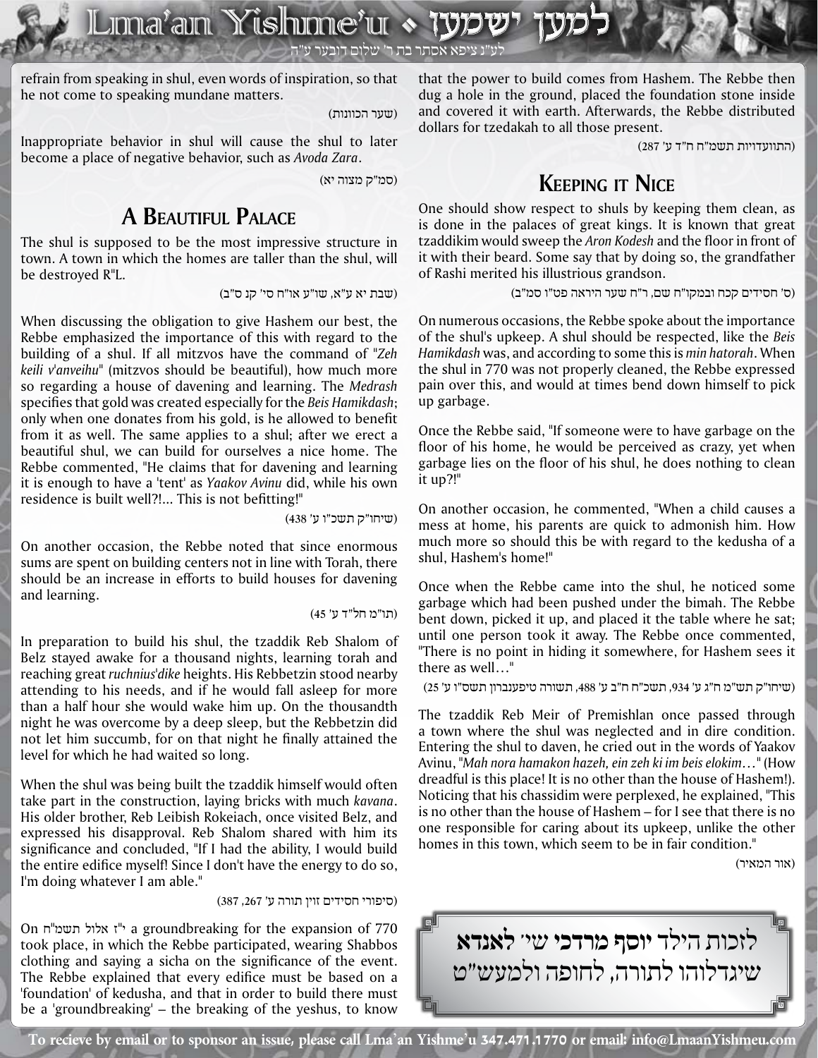refrain from speaking in shul, even words of inspiration, so that he not come to speaking mundane matters.

(שער הכוונות)

Inappropriate behavior in shul will cause the shul to later become a place of negative behavior, such as *Avoda Zara*.

(סמ"ק מצוה יא)

## A Beautiful Palace

The shul is supposed to be the most impressive structure in town. A town in which the homes are taller than the shul, will be destroyed R"L.

(שבת יא ע"א, שו"ע או"ח סי' קנ ס"ב)

When discussing the obligation to give Hashem our best, the Rebbe emphasized the importance of this with regard to the building of a shul. If all mitzvos have the command of "*Zeh keili v'anveihu*" (mitzvos should be beautiful), how much more so regarding a house of davening and learning. The *Medrash* specifies that gold was created especially for the *Beis Hamikdash*; only when one donates from his gold, is he allowed to benefit from it as well. The same applies to a shul; after we erect a beautiful shul, we can build for ourselves a nice home. The Rebbe commented, "He claims that for davening and learning it is enough to have a 'tent' as *Yaakov Avinu* did, while his own residence is built well?!... This is not befitting!"

(שיחו"ק תשכ"ו ע' 438)

On another occasion, the Rebbe noted that since enormous sums are spent on building centers not in line with Torah, there should be an increase in efforts to build houses for davening and learning.

(תו"מ חל"ד ע' 45)

In preparation to build his shul, the tzaddik Reb Shalom of Belz stayed awake for a thousand nights, learning torah and reaching great *ruchnius'dike* heights. His Rebbetzin stood nearby attending to his needs, and if he would fall asleep for more than a half hour she would wake him up. On the thousandth night he was overcome by a deep sleep, but the Rebbetzin did not let him succumb, for on that night he finally attained the level for which he had waited so long.

When the shul was being built the tzaddik himself would often take part in the construction, laying bricks with much *kavana*. His older brother, Reb Leibish Rokeiach, once visited Belz, and expressed his disapproval. Reb Shalom shared with him its significance and concluded, "If I had the ability, I would build the entire edifice myself! Since I don't have the energy to do so, I'm doing whatever I am able."

(סיפורי חסידים זוין תורה ע' 267, 387)

On י"ז אלול תשמ"ח a groundbreaking for the expansion of 770 took place, in which the Rebbe participated, wearing Shabbos clothing and saying a sicha on the significance of the event. The Rebbe explained that every edifice must be based on a 'foundation' of kedusha, and that in order to build there must be a 'groundbreaking' – the breaking of the yeshus, to know that the power to build comes from Hashem. The Rebbe then dug a hole in the ground, placed the foundation stone inside and covered it with earth. Afterwards, the Rebbe distributed dollars for tzedakah to all those present.

(התוועדויות תשמ"ח ח"ד ע' 287)

## Keeping it Nice

One should show respect to shuls by keeping them clean, as is done in the palaces of great kings. It is known that great tzaddikim would sweep the *Aron Kodesh* and the floor in front of it with their beard. Some say that by doing so, the grandfather of Rashi merited his illustrious grandson.

(ס' חסידים קכח ובמקו"ח שם, ר"ח שער היראה פט"ו סמ"ב)

On numerous occasions, the Rebbe spoke about the importance of the shul's upkeep. A shul should be respected, like the *Beis Hamikdash* was, and according to some this is *min hatorah*. When the shul in 770 was not properly cleaned, the Rebbe expressed pain over this, and would at times bend down himself to pick up garbage.

Once the Rebbe said, "If someone were to have garbage on the floor of his home, he would be perceived as crazy, yet when garbage lies on the floor of his shul, he does nothing to clean it up?!"

On another occasion, he commented, "When a child causes a mess at home, his parents are quick to admonish him. How much more so should this be with regard to the kedusha of a shul, Hashem's home!"

Once when the Rebbe came into the shul, he noticed some garbage which had been pushed under the bimah. The Rebbe bent down, picked it up, and placed it the table where he sat; until one person took it away. The Rebbe once commented, "There is no point in hiding it somewhere, for Hashem sees it there as well…"

(שיחו"ק תש"מ ח"ג ע' 934, תשכ"ח ח"ב ע' 488, תשורה טיפענברון תשס"ו ע' 25)

The tzaddik Reb Meir of Premishlan once passed through a town where the shul was neglected and in dire condition. Entering the shul to daven, he cried out in the words of Yaakov Avinu, "*Mah nora hamakon hazeh, ein zeh ki im beis elokim*…" (How dreadful is this place! It is no other than the house of Hashem!). Noticing that his chassidim were perplexed, he explained, "This is no other than the house of Hashem – for I see that there is no one responsible for caring about its upkeep, unlike the other homes in this town, which seem to be in fair condition."

(אור המאיר)

**לזכות הילד יוסף מרדכי שי' לאנדא**
**שיגדלוהו לתורה, לחופה ולמעש"ט**

To recieve by email or to sponsor an issue, please call Lma'an Yishme'u 347.471.1770 or email: info@LmaanYishmeu.com